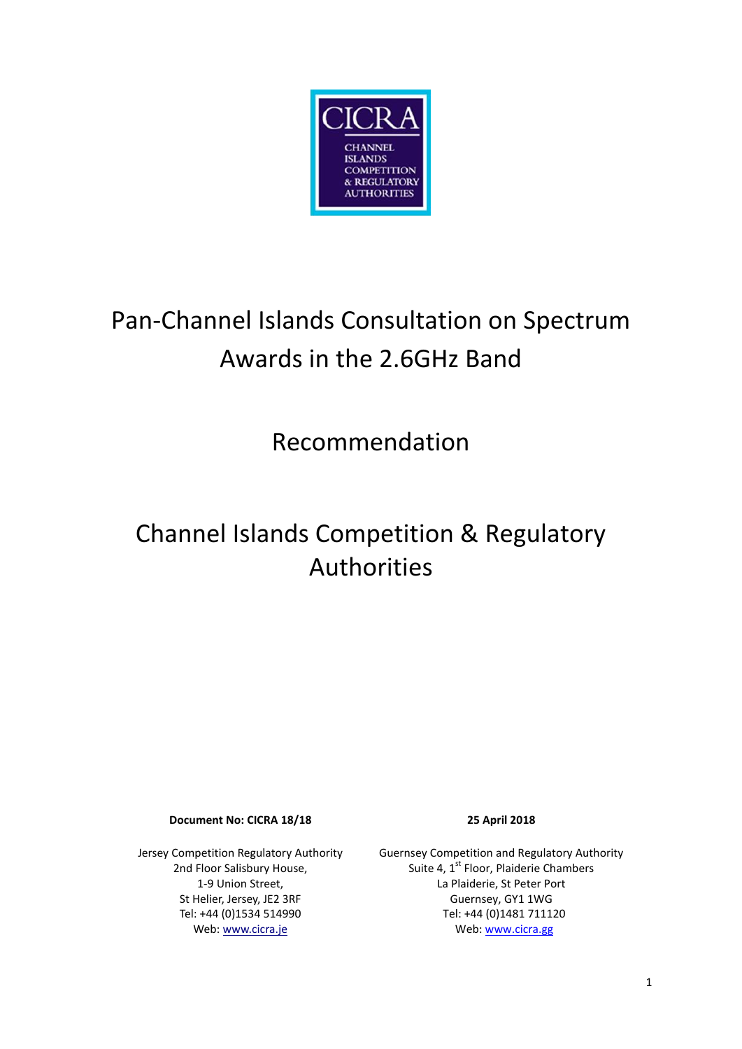CICRA

CHANNEL ISLANDS COMPETITION & REGULATORY AUTHORITIES

# Pan-Channel Islands Consultation on Spectrum Awards in the 2.6GHz Band

## Recommendation

## Channel Islands Competition & Regulatory Authorities

**Document No: CICRA 18/18**

**25 April 2018**

Jersey Competition Regulatory Authority
2nd Floor Salisbury House,
1-9 Union Street,
St Helier, Jersey, JE2 3RF
Tel: +44 (0)1534 514990
Web: www.cicra.je

Guernsey Competition and Regulatory Authority
Suite 4, 1st Floor, Plaiderie Chambers
La Plaiderie, St Peter Port
Guernsey, GY1 1WG
Tel: +44 (0)1481 711120
Web: www.cicra.gg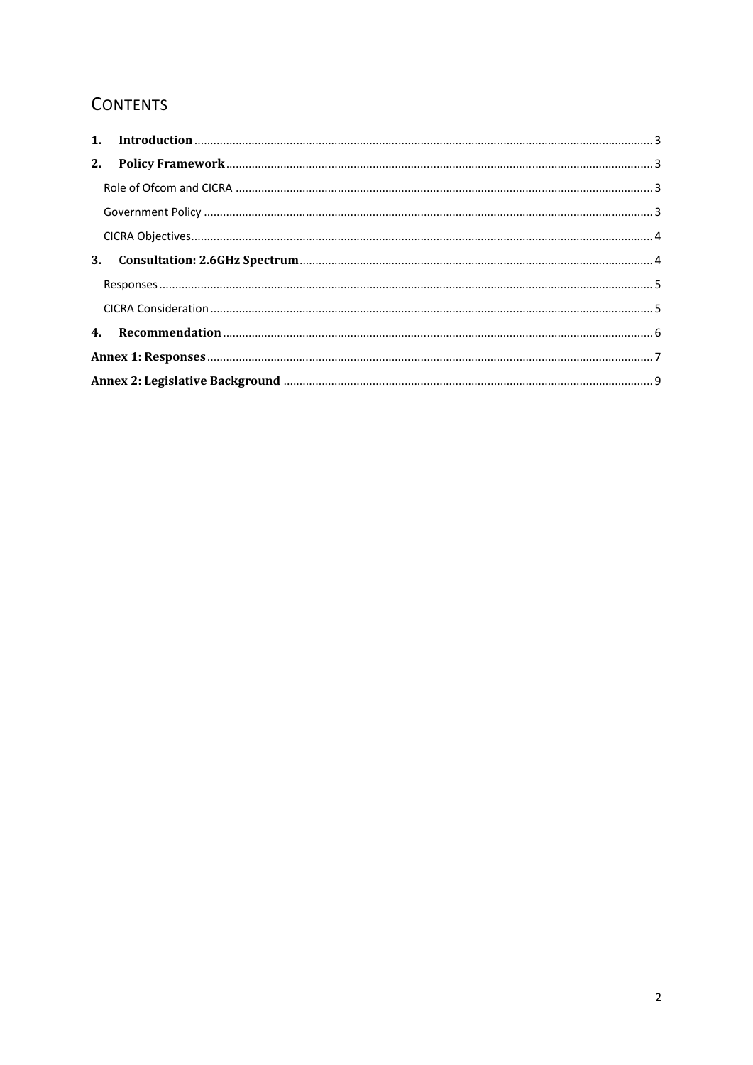# CONTENTS

1. **Introduction** ... 3
2. **Policy Framework** ... 3
   - Role of Ofcom and CICRA ... 3
   - Government Policy ... 3
   - CICRA Objectives ... 4
3. **Consultation: 2.6GHz Spectrum** ... 4
   - Responses ... 5
   - CICRA Consideration ... 5
4. **Recommendation** ... 6

**Annex 1: Responses** ... 7

**Annex 2: Legislative Background** ... 9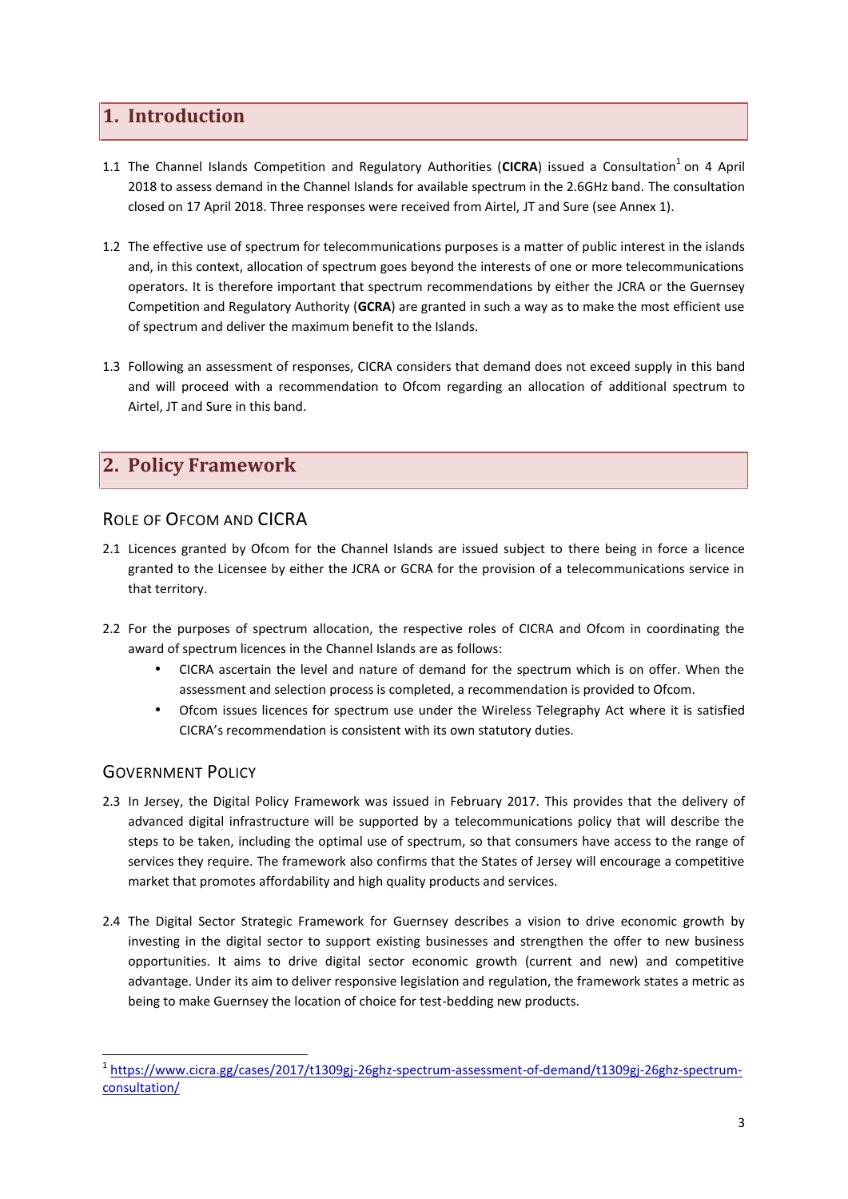# 1. Introduction

1.1 The Channel Islands Competition and Regulatory Authorities (**CICRA**) issued a Consultation[1] on 4 April 2018 to assess demand in the Channel Islands for available spectrum in the 2.6GHz band. The consultation closed on 17 April 2018. Three responses were received from Airtel, JT and Sure (see Annex 1).

1.2 The effective use of spectrum for telecommunications purposes is a matter of public interest in the islands and, in this context, allocation of spectrum goes beyond the interests of one or more telecommunications operators. It is therefore important that spectrum recommendations by either the JCRA or the Guernsey Competition and Regulatory Authority (**GCRA**) are granted in such a way as to make the most efficient use of spectrum and deliver the maximum benefit to the Islands.

1.3 Following an assessment of responses, CICRA considers that demand does not exceed supply in this band and will proceed with a recommendation to Ofcom regarding an allocation of additional spectrum to Airtel, JT and Sure in this band.

# 2. Policy Framework

## Role of Ofcom and CICRA

2.1 Licences granted by Ofcom for the Channel Islands are issued subject to there being in force a licence granted to the Licensee by either the JCRA or GCRA for the provision of a telecommunications service in that territory.

2.2 For the purposes of spectrum allocation, the respective roles of CICRA and Ofcom in coordinating the award of spectrum licences in the Channel Islands are as follows:

- CICRA ascertain the level and nature of demand for the spectrum which is on offer. When the assessment and selection process is completed, a recommendation is provided to Ofcom.
- Ofcom issues licences for spectrum use under the Wireless Telegraphy Act where it is satisfied CICRA's recommendation is consistent with its own statutory duties.

## Government Policy

2.3 In Jersey, the Digital Policy Framework was issued in February 2017. This provides that the delivery of advanced digital infrastructure will be supported by a telecommunications policy that will describe the steps to be taken, including the optimal use of spectrum, so that consumers have access to the range of services they require. The framework also confirms that the States of Jersey will encourage a competitive market that promotes affordability and high quality products and services.

2.4 The Digital Sector Strategic Framework for Guernsey describes a vision to drive economic growth by investing in the digital sector to support existing businesses and strengthen the offer to new business opportunities. It aims to drive digital sector economic growth (current and new) and competitive advantage. Under its aim to deliver responsive legislation and regulation, the framework states a metric as being to make Guernsey the location of choice for test-bedding new products.

[1] https://www.cicra.gg/cases/2017/t1309gj-26ghz-spectrum-assessment-of-demand/t1309gj-26ghz-spectrum-consultation/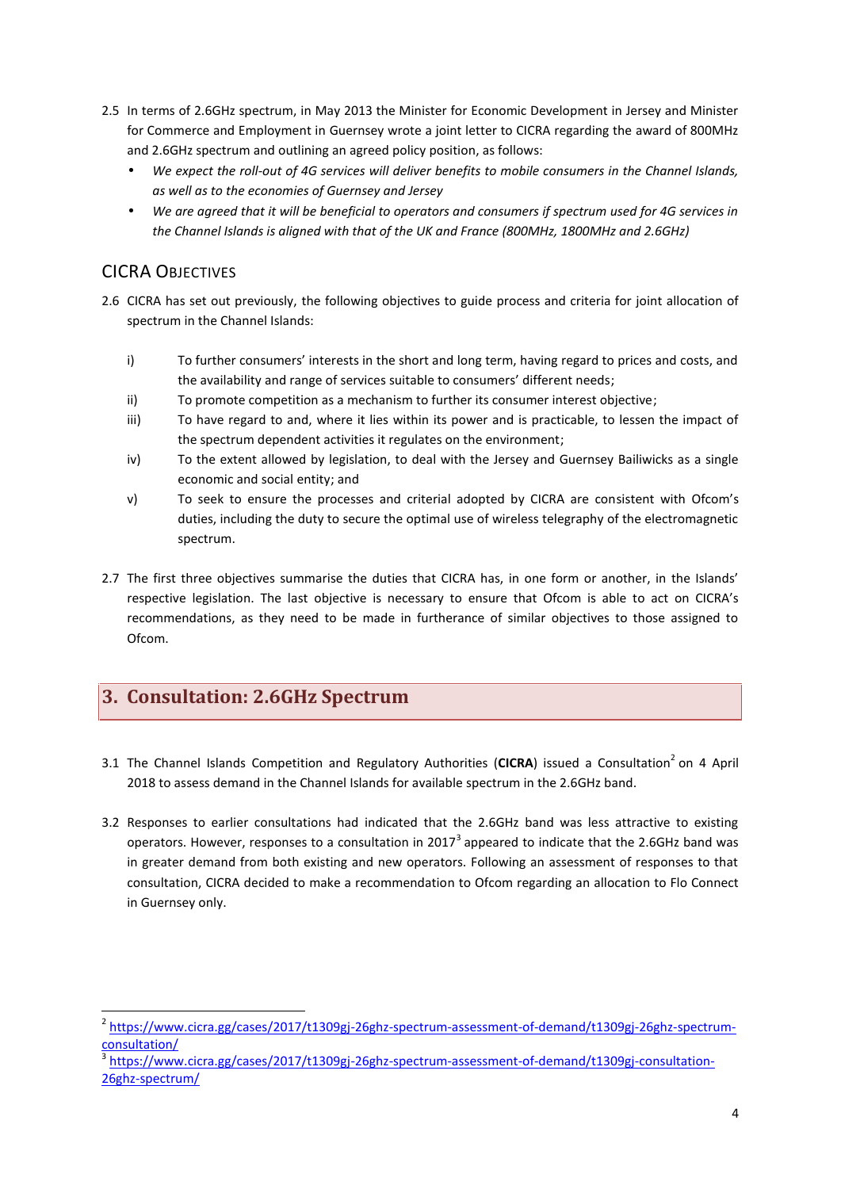2.5 In terms of 2.6GHz spectrum, in May 2013 the Minister for Economic Development in Jersey and Minister for Commerce and Employment in Guernsey wrote a joint letter to CICRA regarding the award of 800MHz and 2.6GHz spectrum and outlining an agreed policy position, as follows:

- *We expect the roll-out of 4G services will deliver benefits to mobile consumers in the Channel Islands, as well as to the economies of Guernsey and Jersey*
- *We are agreed that it will be beneficial to operators and consumers if spectrum used for 4G services in the Channel Islands is aligned with that of the UK and France (800MHz, 1800MHz and 2.6GHz)*

## CICRA Objectives

2.6 CICRA has set out previously, the following objectives to guide process and criteria for joint allocation of spectrum in the Channel Islands:

i) To further consumers' interests in the short and long term, having regard to prices and costs, and the availability and range of services suitable to consumers' different needs;

ii) To promote competition as a mechanism to further its consumer interest objective;

iii) To have regard to and, where it lies within its power and is practicable, to lessen the impact of the spectrum dependent activities it regulates on the environment;

iv) To the extent allowed by legislation, to deal with the Jersey and Guernsey Bailiwicks as a single economic and social entity; and

v) To seek to ensure the processes and criterial adopted by CICRA are consistent with Ofcom's duties, including the duty to secure the optimal use of wireless telegraphy of the electromagnetic spectrum.

2.7 The first three objectives summarise the duties that CICRA has, in one form or another, in the Islands' respective legislation. The last objective is necessary to ensure that Ofcom is able to act on CICRA's recommendations, as they need to be made in furtherance of similar objectives to those assigned to Ofcom.

# 3. Consultation: 2.6GHz Spectrum

3.1 The Channel Islands Competition and Regulatory Authorities (**CICRA**) issued a Consultation[2] on 4 April 2018 to assess demand in the Channel Islands for available spectrum in the 2.6GHz band.

3.2 Responses to earlier consultations had indicated that the 2.6GHz band was less attractive to existing operators. However, responses to a consultation in 2017[3] appeared to indicate that the 2.6GHz band was in greater demand from both existing and new operators. Following an assessment of responses to that consultation, CICRA decided to make a recommendation to Ofcom regarding an allocation to Flo Connect in Guernsey only.

---

[2] https://www.cicra.gg/cases/2017/t1309gj-26ghz-spectrum-assessment-of-demand/t1309gj-26ghz-spectrum-consultation/

[3] https://www.cicra.gg/cases/2017/t1309gj-26ghz-spectrum-assessment-of-demand/t1309gj-consultation-26ghz-spectrum/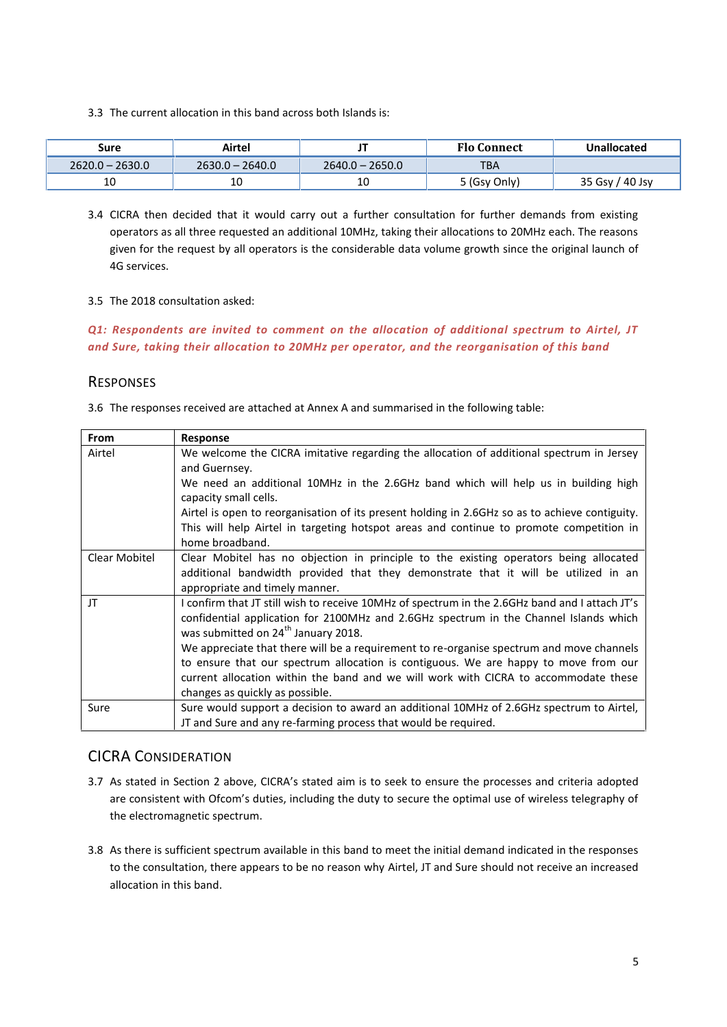3.3 The current allocation in this band across both Islands is:

| Sure | Airtel | JT | Flo Connect | Unallocated |
|---|---|---|---|---|
| 2620.0 – 2630.0 | 2630.0 – 2640.0 | 2640.0 – 2650.0 | TBA | |
| 10 | 10 | 10 | 5 (Gsy Only) | 35 Gsy / 40 Jsy |

3.4 CICRA then decided that it would carry out a further consultation for further demands from existing operators as all three requested an additional 10MHz, taking their allocations to 20MHz each. The reasons given for the request by all operators is the considerable data volume growth since the original launch of 4G services.

3.5 The 2018 consultation asked:

***Q1: Respondents are invited to comment on the allocation of additional spectrum to Airtel, JT and Sure, taking their allocation to 20MHz per operator, and the reorganisation of this band***

## Responses

3.6 The responses received are attached at Annex A and summarised in the following table:

| From | Response |
|---|---|
| Airtel | We welcome the CICRA imitative regarding the allocation of additional spectrum in Jersey and Guernsey.<br>We need an additional 10MHz in the 2.6GHz band which will help us in building high capacity small cells.<br>Airtel is open to reorganisation of its present holding in 2.6GHz so as to achieve contiguity. This will help Airtel in targeting hotspot areas and continue to promote competition in home broadband. |
| Clear Mobitel | Clear Mobitel has no objection in principle to the existing operators being allocated additional bandwidth provided that they demonstrate that it will be utilized in an appropriate and timely manner. |
| JT | I confirm that JT still wish to receive 10MHz of spectrum in the 2.6GHz band and I attach JT's confidential application for 2100MHz and 2.6GHz spectrum in the Channel Islands which was submitted on 24th January 2018.<br>We appreciate that there will be a requirement to re-organise spectrum and move channels to ensure that our spectrum allocation is contiguous. We are happy to move from our current allocation within the band and we will work with CICRA to accommodate these changes as quickly as possible. |
| Sure | Sure would support a decision to award an additional 10MHz of 2.6GHz spectrum to Airtel, JT and Sure and any re-farming process that would be required. |

## CICRA Consideration

3.7 As stated in Section 2 above, CICRA's stated aim is to seek to ensure the processes and criteria adopted are consistent with Ofcom's duties, including the duty to secure the optimal use of wireless telegraphy of the electromagnetic spectrum.

3.8 As there is sufficient spectrum available in this band to meet the initial demand indicated in the responses to the consultation, there appears to be no reason why Airtel, JT and Sure should not receive an increased allocation in this band.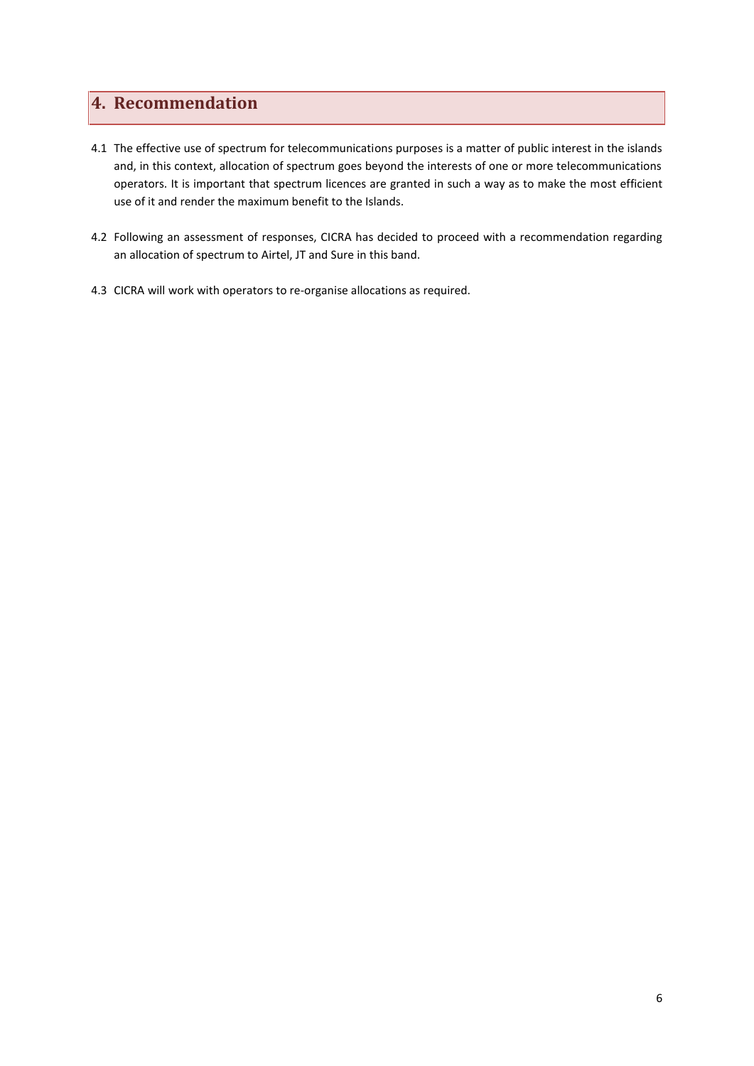## 4. Recommendation

4.1 The effective use of spectrum for telecommunications purposes is a matter of public interest in the islands and, in this context, allocation of spectrum goes beyond the interests of one or more telecommunications operators. It is important that spectrum licences are granted in such a way as to make the most efficient use of it and render the maximum benefit to the Islands.

4.2 Following an assessment of responses, CICRA has decided to proceed with a recommendation regarding an allocation of spectrum to Airtel, JT and Sure in this band.

4.3 CICRA will work with operators to re-organise allocations as required.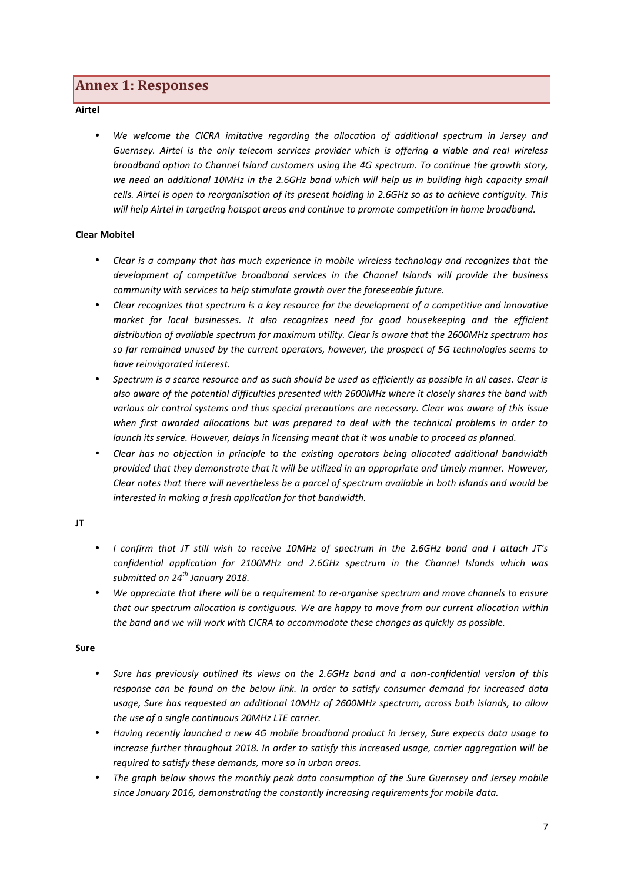## Annex 1: Responses

**Airtel**

- *We welcome the CICRA imitative regarding the allocation of additional spectrum in Jersey and Guernsey. Airtel is the only telecom services provider which is offering a viable and real wireless broadband option to Channel Island customers using the 4G spectrum. To continue the growth story, we need an additional 10MHz in the 2.6GHz band which will help us in building high capacity small cells. Airtel is open to reorganisation of its present holding in 2.6GHz so as to achieve contiguity. This will help Airtel in targeting hotspot areas and continue to promote competition in home broadband.*

**Clear Mobitel**

- *Clear is a company that has much experience in mobile wireless technology and recognizes that the development of competitive broadband services in the Channel Islands will provide the business community with services to help stimulate growth over the foreseeable future.*
- *Clear recognizes that spectrum is a key resource for the development of a competitive and innovative market for local businesses. It also recognizes need for good housekeeping and the efficient distribution of available spectrum for maximum utility. Clear is aware that the 2600MHz spectrum has so far remained unused by the current operators, however, the prospect of 5G technologies seems to have reinvigorated interest.*
- *Spectrum is a scarce resource and as such should be used as efficiently as possible in all cases. Clear is also aware of the potential difficulties presented with 2600MHz where it closely shares the band with various air control systems and thus special precautions are necessary. Clear was aware of this issue when first awarded allocations but was prepared to deal with the technical problems in order to launch its service. However, delays in licensing meant that it was unable to proceed as planned.*
- *Clear has no objection in principle to the existing operators being allocated additional bandwidth provided that they demonstrate that it will be utilized in an appropriate and timely manner. However, Clear notes that there will nevertheless be a parcel of spectrum available in both islands and would be interested in making a fresh application for that bandwidth.*

**JT**

- *I confirm that JT still wish to receive 10MHz of spectrum in the 2.6GHz band and I attach JT's confidential application for 2100MHz and 2.6GHz spectrum in the Channel Islands which was submitted on 24th January 2018.*
- *We appreciate that there will be a requirement to re-organise spectrum and move channels to ensure that our spectrum allocation is contiguous. We are happy to move from our current allocation within the band and we will work with CICRA to accommodate these changes as quickly as possible.*

**Sure**

- *Sure has previously outlined its views on the 2.6GHz band and a non-confidential version of this response can be found on the below link. In order to satisfy consumer demand for increased data usage, Sure has requested an additional 10MHz of 2600MHz spectrum, across both islands, to allow the use of a single continuous 20MHz LTE carrier.*
- *Having recently launched a new 4G mobile broadband product in Jersey, Sure expects data usage to increase further throughout 2018. In order to satisfy this increased usage, carrier aggregation will be required to satisfy these demands, more so in urban areas.*
- *The graph below shows the monthly peak data consumption of the Sure Guernsey and Jersey mobile since January 2016, demonstrating the constantly increasing requirements for mobile data.*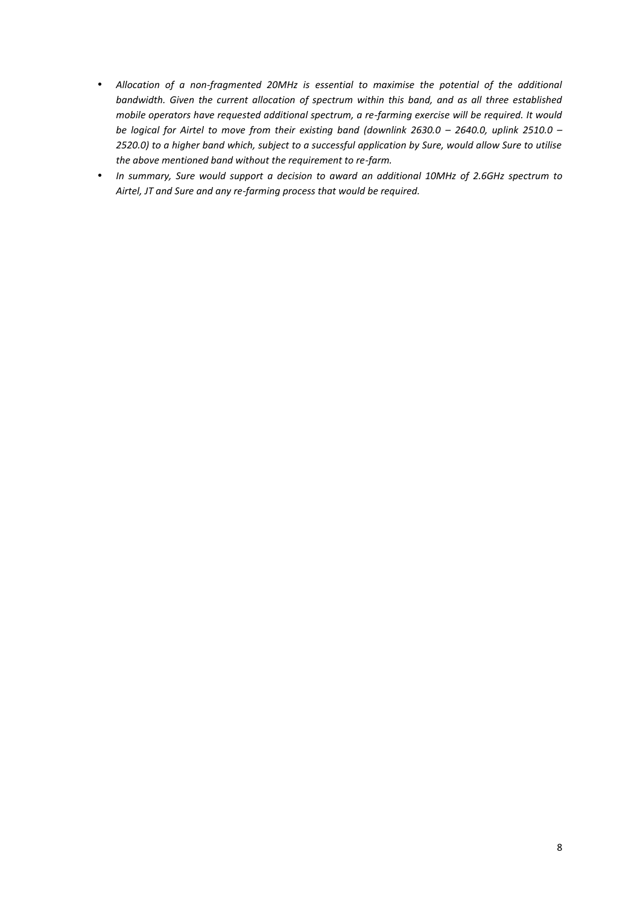- *Allocation of a non-fragmented 20MHz is essential to maximise the potential of the additional bandwidth. Given the current allocation of spectrum within this band, and as all three established mobile operators have requested additional spectrum, a re-farming exercise will be required. It would be logical for Airtel to move from their existing band (downlink 2630.0 – 2640.0, uplink 2510.0 – 2520.0) to a higher band which, subject to a successful application by Sure, would allow Sure to utilise the above mentioned band without the requirement to re-farm.*
- *In summary, Sure would support a decision to award an additional 10MHz of 2.6GHz spectrum to Airtel, JT and Sure and any re-farming process that would be required.*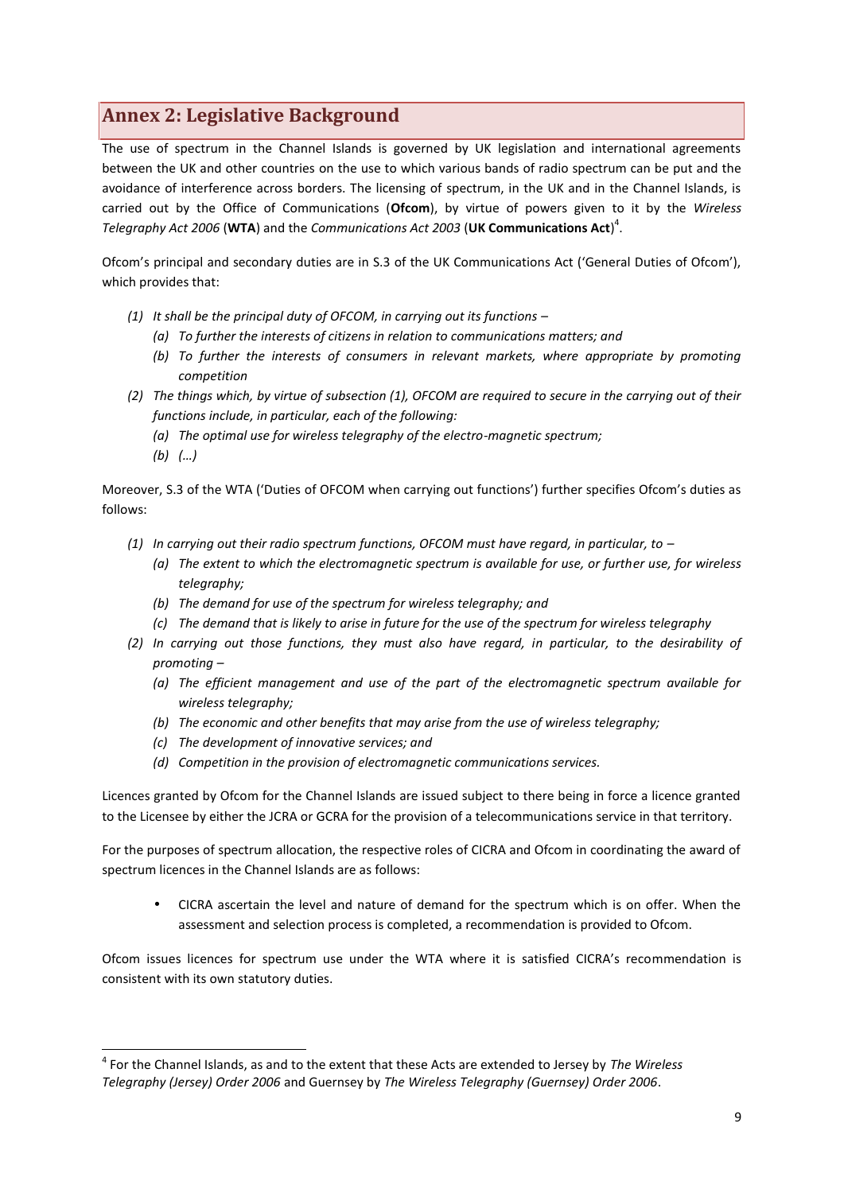## Annex 2: Legislative Background

The use of spectrum in the Channel Islands is governed by UK legislation and international agreements between the UK and other countries on the use to which various bands of radio spectrum can be put and the avoidance of interference across borders. The licensing of spectrum, in the UK and in the Channel Islands, is carried out by the Office of Communications (**Ofcom**), by virtue of powers given to it by the *Wireless Telegraphy Act 2006* (**WTA**) and the *Communications Act 2003* (**UK Communications Act**)[4].

Ofcom's principal and secondary duties are in S.3 of the UK Communications Act ('General Duties of Ofcom'), which provides that:

- *(1) It shall be the principal duty of OFCOM, in carrying out its functions –*
  - *(a) To further the interests of citizens in relation to communications matters; and*
  - *(b) To further the interests of consumers in relevant markets, where appropriate by promoting competition*
- *(2) The things which, by virtue of subsection (1), OFCOM are required to secure in the carrying out of their functions include, in particular, each of the following:*
  - *(a) The optimal use for wireless telegraphy of the electro-magnetic spectrum;*
  - *(b) (…)*

Moreover, S.3 of the WTA ('Duties of OFCOM when carrying out functions') further specifies Ofcom's duties as follows:

- *(1) In carrying out their radio spectrum functions, OFCOM must have regard, in particular, to –*
  - *(a) The extent to which the electromagnetic spectrum is available for use, or further use, for wireless telegraphy;*
  - *(b) The demand for use of the spectrum for wireless telegraphy; and*
  - *(c) The demand that is likely to arise in future for the use of the spectrum for wireless telegraphy*
- *(2) In carrying out those functions, they must also have regard, in particular, to the desirability of promoting –*
  - *(a) The efficient management and use of the part of the electromagnetic spectrum available for wireless telegraphy;*
  - *(b) The economic and other benefits that may arise from the use of wireless telegraphy;*
  - *(c) The development of innovative services; and*
  - *(d) Competition in the provision of electromagnetic communications services.*

Licences granted by Ofcom for the Channel Islands are issued subject to there being in force a licence granted to the Licensee by either the JCRA or GCRA for the provision of a telecommunications service in that territory.

For the purposes of spectrum allocation, the respective roles of CICRA and Ofcom in coordinating the award of spectrum licences in the Channel Islands are as follows:

- CICRA ascertain the level and nature of demand for the spectrum which is on offer. When the assessment and selection process is completed, a recommendation is provided to Ofcom.

Ofcom issues licences for spectrum use under the WTA where it is satisfied CICRA's recommendation is consistent with its own statutory duties.

---

[4] For the Channel Islands, as and to the extent that these Acts are extended to Jersey by *The Wireless Telegraphy (Jersey) Order 2006* and Guernsey by *The Wireless Telegraphy (Guernsey) Order 2006*.